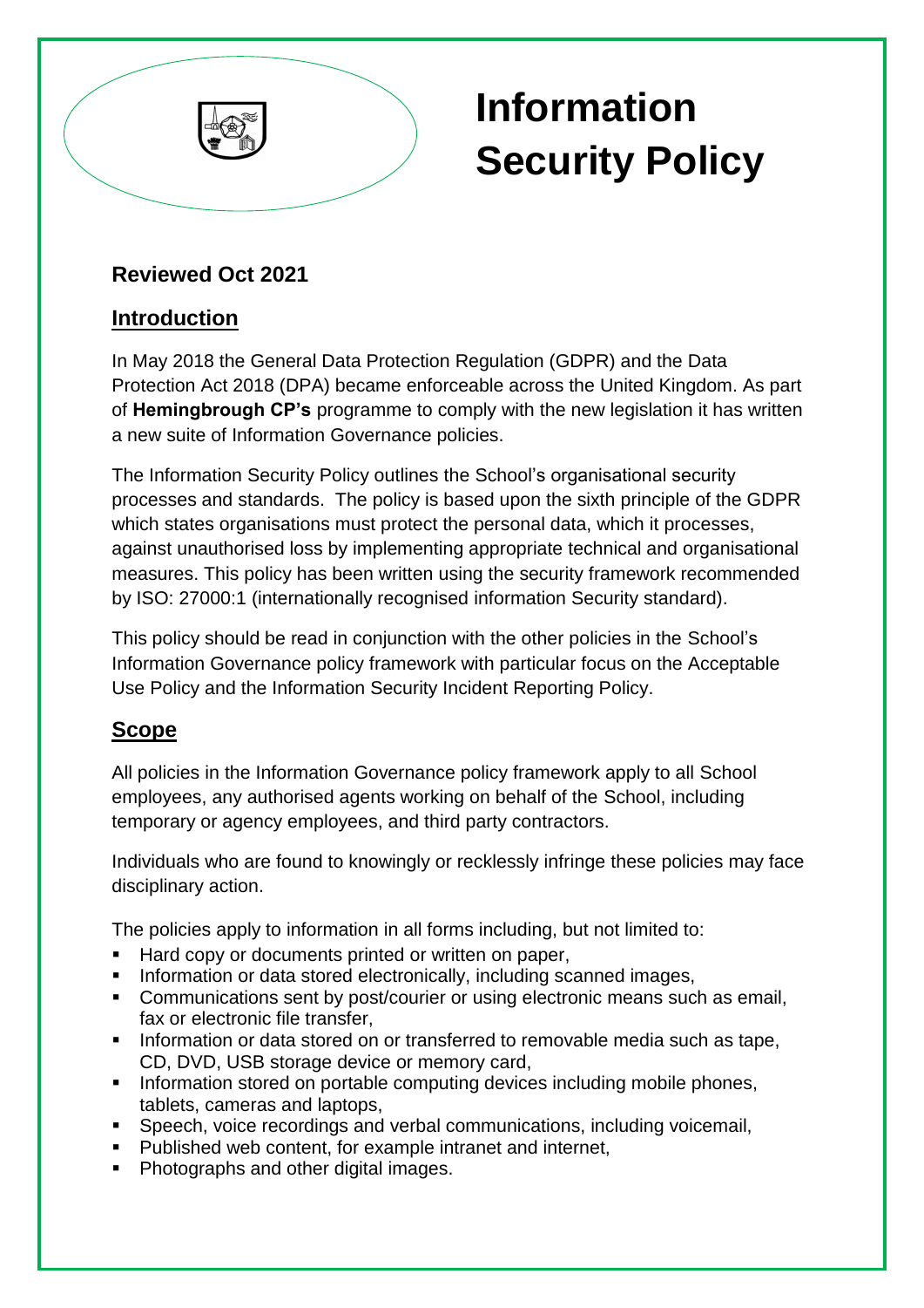# Information Security Policy

**Reviewed Oct 2021**

## Introduction

In May 2018 the General Data Protection Regulation (GDPR) and the Data Protection Act 2018 (DPA) became enforceable across the United Kingdom. As part of **Hemingbrough CP's** programme to comply with the new legislation it has written a new suite of Information Governance policies.

The Information Security Policy outlines the School's organisational security processes and standards. The policy is based upon the sixth principle of the GDPR which states organisations must protect the personal data, which it processes, against unauthorised loss by implementing appropriate technical and organisational measures. This policy has been written using the security framework recommended by ISO: 27000:1 (internationally recognised information Security standard).

This policy should be read in conjunction with the other policies in the School's Information Governance policy framework with particular focus on the Acceptable Use Policy and the Information Security Incident Reporting Policy.

## Scope

All policies in the Information Governance policy framework apply to all School employees, any authorised agents working on behalf of the School, including temporary or agency employees, and third party contractors.

Individuals who are found to knowingly or recklessly infringe these policies may face disciplinary action.

The policies apply to information in all forms including, but not limited to:

- Hard copy or documents printed or written on paper,
- Information or data stored electronically, including scanned images,
- Communications sent by post/courier or using electronic means such as email, fax or electronic file transfer,
- Information or data stored on or transferred to removable media such as tape, CD, DVD, USB storage device or memory card,
- Information stored on portable computing devices including mobile phones, tablets, cameras and laptops,
- Speech, voice recordings and verbal communications, including voicemail,
- Published web content, for example intranet and internet,
- Photographs and other digital images.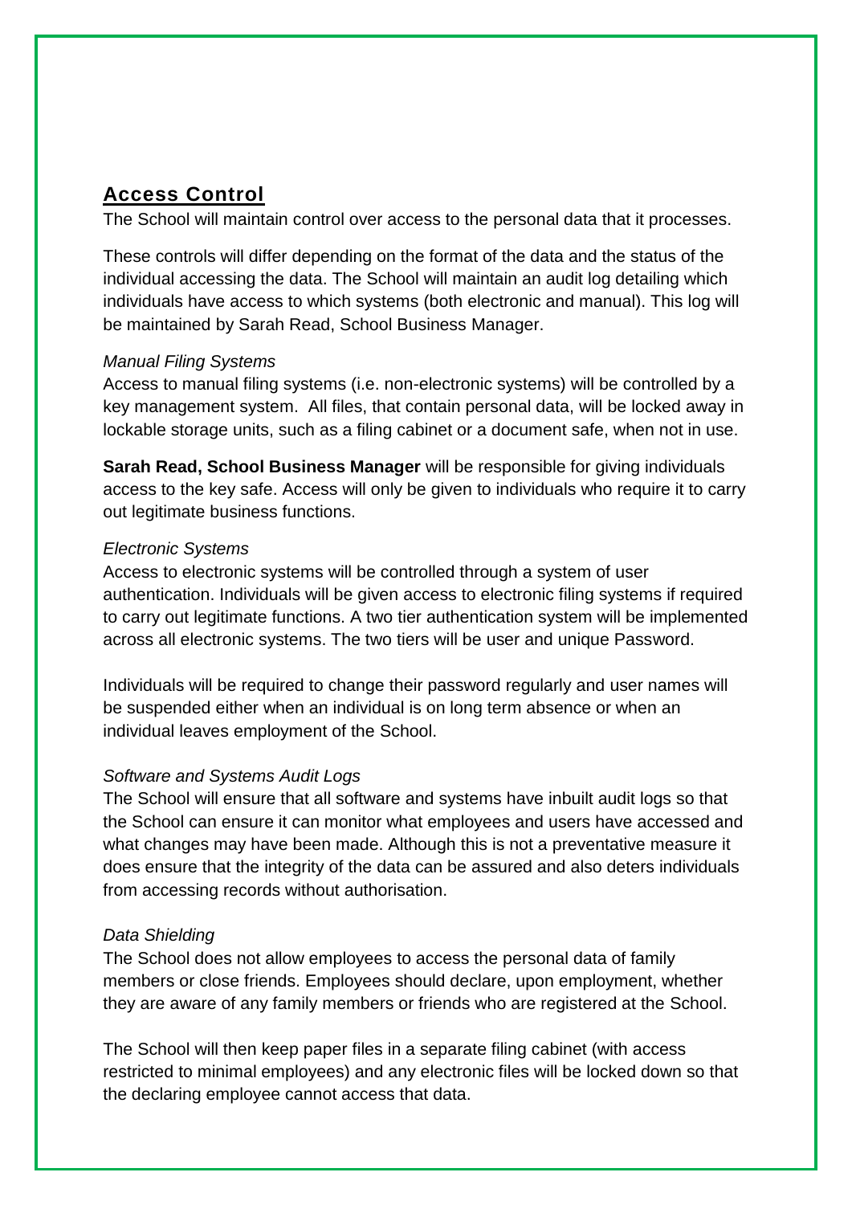## Access Control

The School will maintain control over access to the personal data that it processes.

These controls will differ depending on the format of the data and the status of the individual accessing the data. The School will maintain an audit log detailing which individuals have access to which systems (both electronic and manual). This log will be maintained by Sarah Read, School Business Manager.

*Manual Filing Systems*

Access to manual filing systems (i.e. non-electronic systems) will be controlled by a key management system. All files, that contain personal data, will be locked away in lockable storage units, such as a filing cabinet or a document safe, when not in use.

**Sarah Read, School Business Manager** will be responsible for giving individuals access to the key safe. Access will only be given to individuals who require it to carry out legitimate business functions.

*Electronic Systems*

Access to electronic systems will be controlled through a system of user authentication. Individuals will be given access to electronic filing systems if required to carry out legitimate functions. A two tier authentication system will be implemented across all electronic systems. The two tiers will be user and unique Password.

Individuals will be required to change their password regularly and user names will be suspended either when an individual is on long term absence or when an individual leaves employment of the School.

*Software and Systems Audit Logs*

The School will ensure that all software and systems have inbuilt audit logs so that the School can ensure it can monitor what employees and users have accessed and what changes may have been made. Although this is not a preventative measure it does ensure that the integrity of the data can be assured and also deters individuals from accessing records without authorisation.

*Data Shielding*

The School does not allow employees to access the personal data of family members or close friends. Employees should declare, upon employment, whether they are aware of any family members or friends who are registered at the School.

The School will then keep paper files in a separate filing cabinet (with access restricted to minimal employees) and any electronic files will be locked down so that the declaring employee cannot access that data.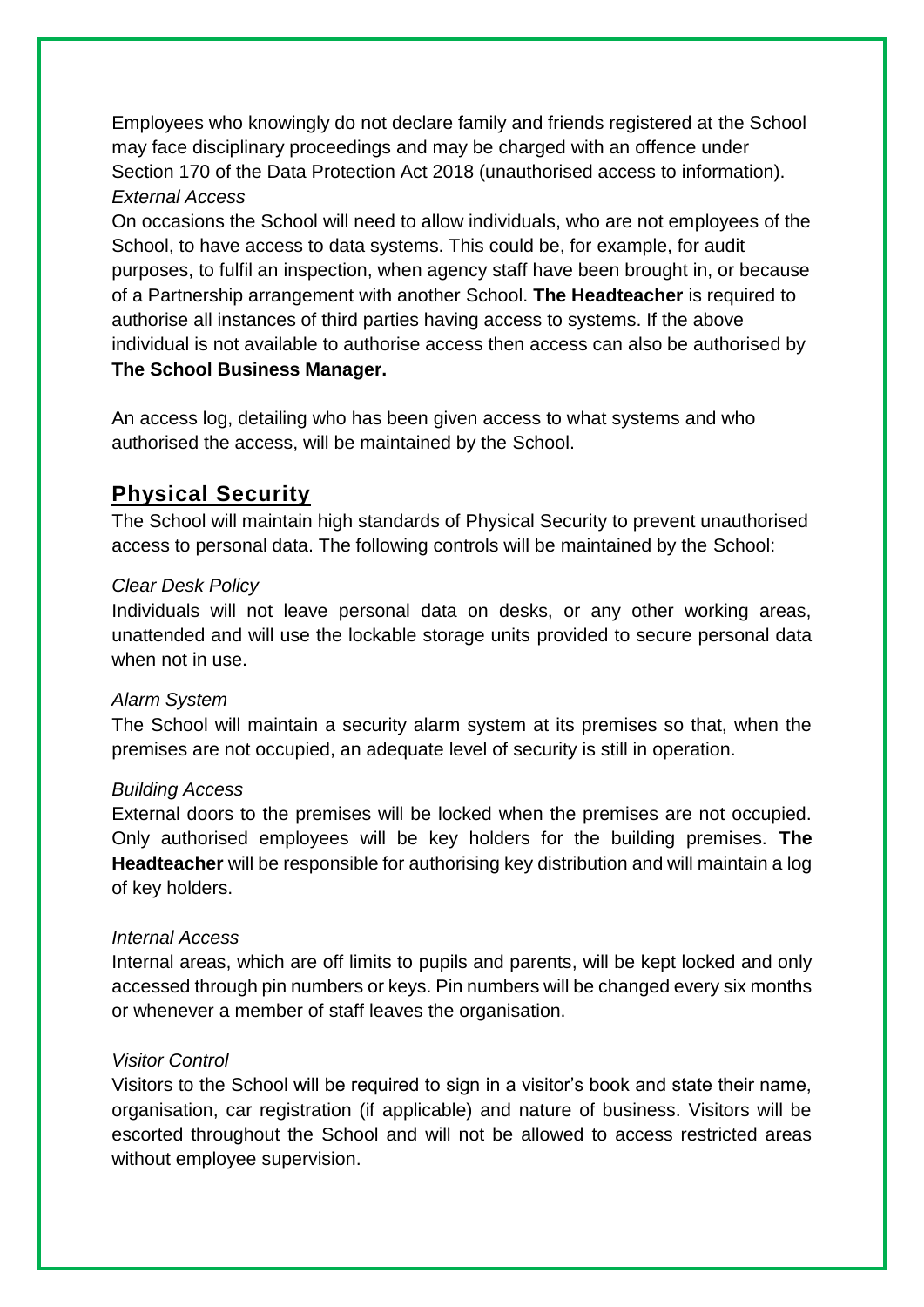Employees who knowingly do not declare family and friends registered at the School may face disciplinary proceedings and may be charged with an offence under Section 170 of the Data Protection Act 2018 (unauthorised access to information).

*External Access*

On occasions the School will need to allow individuals, who are not employees of the School, to have access to data systems. This could be, for example, for audit purposes, to fulfil an inspection, when agency staff have been brought in, or because of a Partnership arrangement with another School. **The Headteacher** is required to authorise all instances of third parties having access to systems. If the above individual is not available to authorise access then access can also be authorised by **The School Business Manager.**

An access log, detailing who has been given access to what systems and who authorised the access, will be maintained by the School.

## Physical Security

The School will maintain high standards of Physical Security to prevent unauthorised access to personal data. The following controls will be maintained by the School:

*Clear Desk Policy*

Individuals will not leave personal data on desks, or any other working areas, unattended and will use the lockable storage units provided to secure personal data when not in use.

*Alarm System*

The School will maintain a security alarm system at its premises so that, when the premises are not occupied, an adequate level of security is still in operation.

*Building Access*

External doors to the premises will be locked when the premises are not occupied. Only authorised employees will be key holders for the building premises. **The Headteacher** will be responsible for authorising key distribution and will maintain a log of key holders.

*Internal Access*

Internal areas, which are off limits to pupils and parents, will be kept locked and only accessed through pin numbers or keys. Pin numbers will be changed every six months or whenever a member of staff leaves the organisation.

*Visitor Control*

Visitors to the School will be required to sign in a visitor's book and state their name, organisation, car registration (if applicable) and nature of business. Visitors will be escorted throughout the School and will not be allowed to access restricted areas without employee supervision.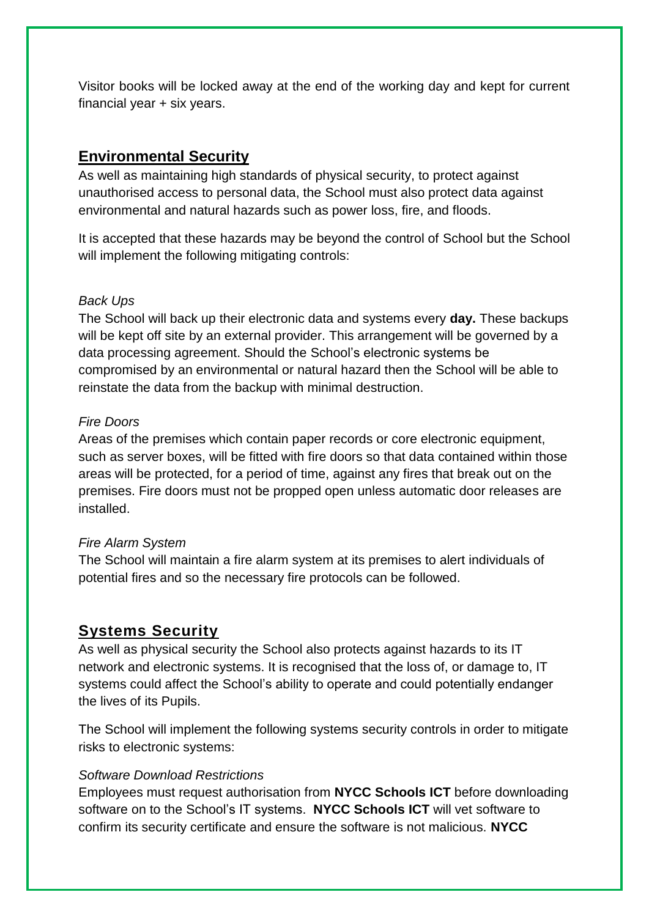Visitor books will be locked away at the end of the working day and kept for current financial year + six years.

## Environmental Security

As well as maintaining high standards of physical security, to protect against unauthorised access to personal data, the School must also protect data against environmental and natural hazards such as power loss, fire, and floods.

It is accepted that these hazards may be beyond the control of School but the School will implement the following mitigating controls:

*Back Ups*

The School will back up their electronic data and systems every **day.** These backups will be kept off site by an external provider. This arrangement will be governed by a data processing agreement. Should the School's electronic systems be compromised by an environmental or natural hazard then the School will be able to reinstate the data from the backup with minimal destruction.

*Fire Doors*

Areas of the premises which contain paper records or core electronic equipment, such as server boxes, will be fitted with fire doors so that data contained within those areas will be protected, for a period of time, against any fires that break out on the premises. Fire doors must not be propped open unless automatic door releases are installed.

*Fire Alarm System*

The School will maintain a fire alarm system at its premises to alert individuals of potential fires and so the necessary fire protocols can be followed.

## Systems Security

As well as physical security the School also protects against hazards to its IT network and electronic systems. It is recognised that the loss of, or damage to, IT systems could affect the School's ability to operate and could potentially endanger the lives of its Pupils.

The School will implement the following systems security controls in order to mitigate risks to electronic systems:

*Software Download Restrictions*

Employees must request authorisation from **NYCC Schools ICT** before downloading software on to the School's IT systems. **NYCC Schools ICT** will vet software to confirm its security certificate and ensure the software is not malicious. **NYCC**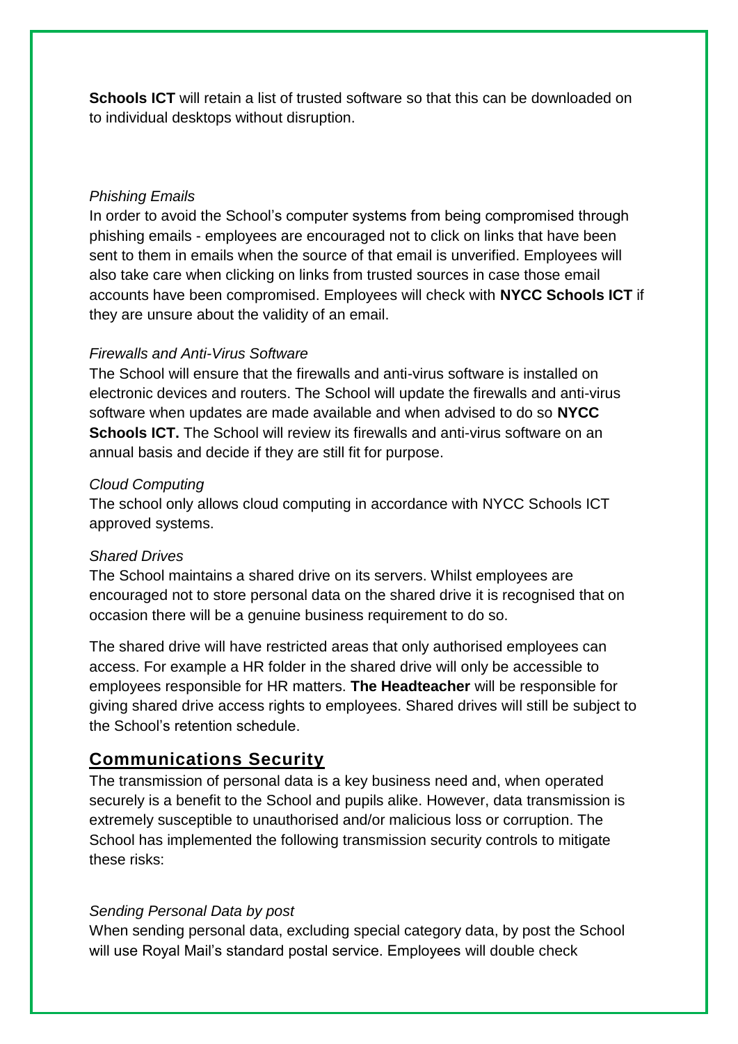**Schools ICT** will retain a list of trusted software so that this can be downloaded on to individual desktops without disruption.

*Phishing Emails*

In order to avoid the School's computer systems from being compromised through phishing emails - employees are encouraged not to click on links that have been sent to them in emails when the source of that email is unverified. Employees will also take care when clicking on links from trusted sources in case those email accounts have been compromised. Employees will check with **NYCC Schools ICT** if they are unsure about the validity of an email.

*Firewalls and Anti-Virus Software*

The School will ensure that the firewalls and anti-virus software is installed on electronic devices and routers. The School will update the firewalls and anti-virus software when updates are made available and when advised to do so **NYCC Schools ICT.** The School will review its firewalls and anti-virus software on an annual basis and decide if they are still fit for purpose.

*Cloud Computing*

The school only allows cloud computing in accordance with NYCC Schools ICT approved systems.

*Shared Drives*

The School maintains a shared drive on its servers. Whilst employees are encouraged not to store personal data on the shared drive it is recognised that on occasion there will be a genuine business requirement to do so.

The shared drive will have restricted areas that only authorised employees can access. For example a HR folder in the shared drive will only be accessible to employees responsible for HR matters. **The Headteacher** will be responsible for giving shared drive access rights to employees. Shared drives will still be subject to the School's retention schedule.

## Communications Security

The transmission of personal data is a key business need and, when operated securely is a benefit to the School and pupils alike. However, data transmission is extremely susceptible to unauthorised and/or malicious loss or corruption. The School has implemented the following transmission security controls to mitigate these risks:

*Sending Personal Data by post*

When sending personal data, excluding special category data, by post the School will use Royal Mail's standard postal service. Employees will double check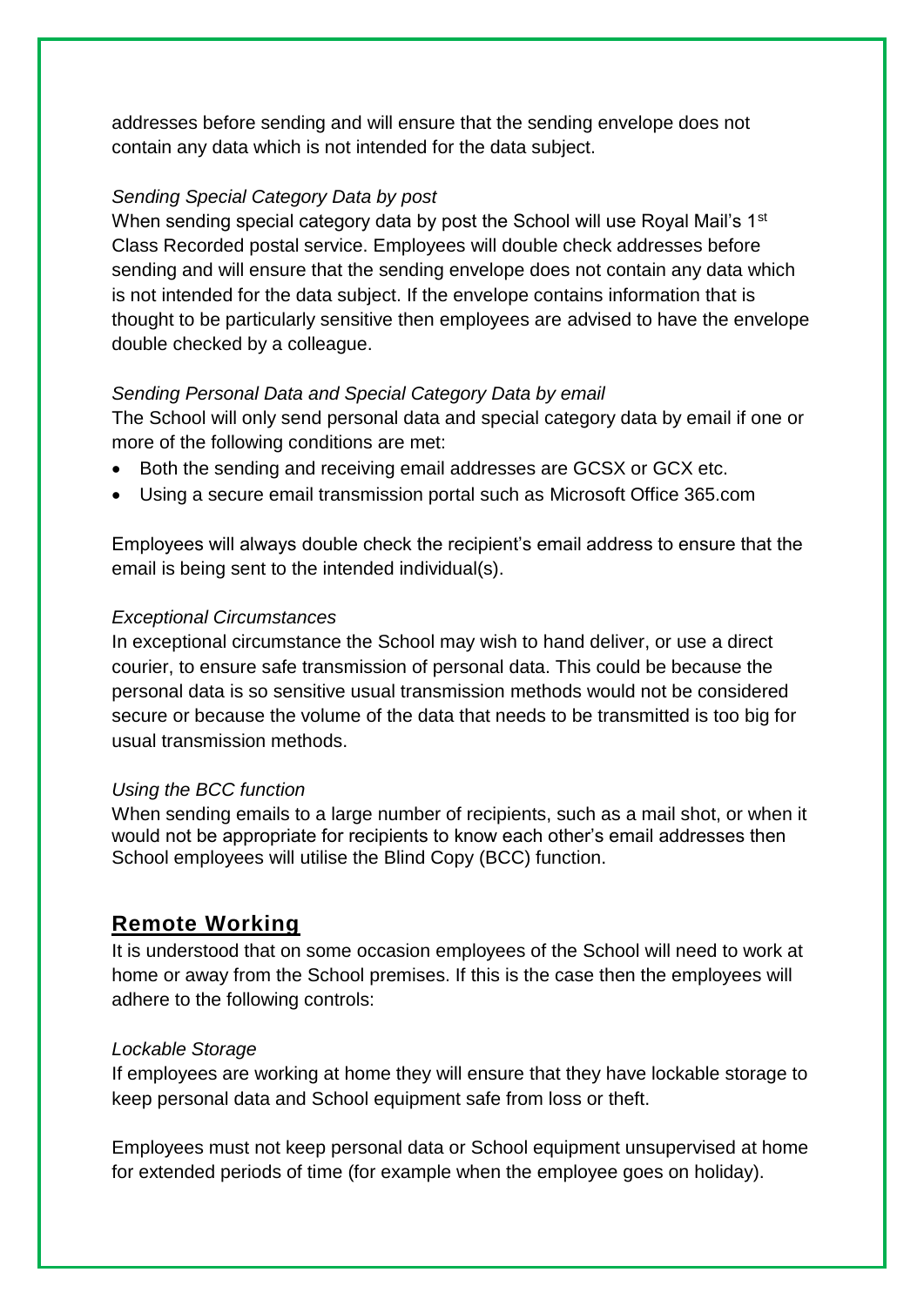addresses before sending and will ensure that the sending envelope does not contain any data which is not intended for the data subject.

*Sending Special Category Data by post*

When sending special category data by post the School will use Royal Mail's 1st Class Recorded postal service. Employees will double check addresses before sending and will ensure that the sending envelope does not contain any data which is not intended for the data subject. If the envelope contains information that is thought to be particularly sensitive then employees are advised to have the envelope double checked by a colleague.

*Sending Personal Data and Special Category Data by email*

The School will only send personal data and special category data by email if one or more of the following conditions are met:

- Both the sending and receiving email addresses are GCSX or GCX etc.
- Using a secure email transmission portal such as Microsoft Office 365.com

Employees will always double check the recipient's email address to ensure that the email is being sent to the intended individual(s).

*Exceptional Circumstances*

In exceptional circumstance the School may wish to hand deliver, or use a direct courier, to ensure safe transmission of personal data. This could be because the personal data is so sensitive usual transmission methods would not be considered secure or because the volume of the data that needs to be transmitted is too big for usual transmission methods.

*Using the BCC function*

When sending emails to a large number of recipients, such as a mail shot, or when it would not be appropriate for recipients to know each other's email addresses then School employees will utilise the Blind Copy (BCC) function.

## Remote Working

It is understood that on some occasion employees of the School will need to work at home or away from the School premises. If this is the case then the employees will adhere to the following controls:

*Lockable Storage*

If employees are working at home they will ensure that they have lockable storage to keep personal data and School equipment safe from loss or theft.

Employees must not keep personal data or School equipment unsupervised at home for extended periods of time (for example when the employee goes on holiday).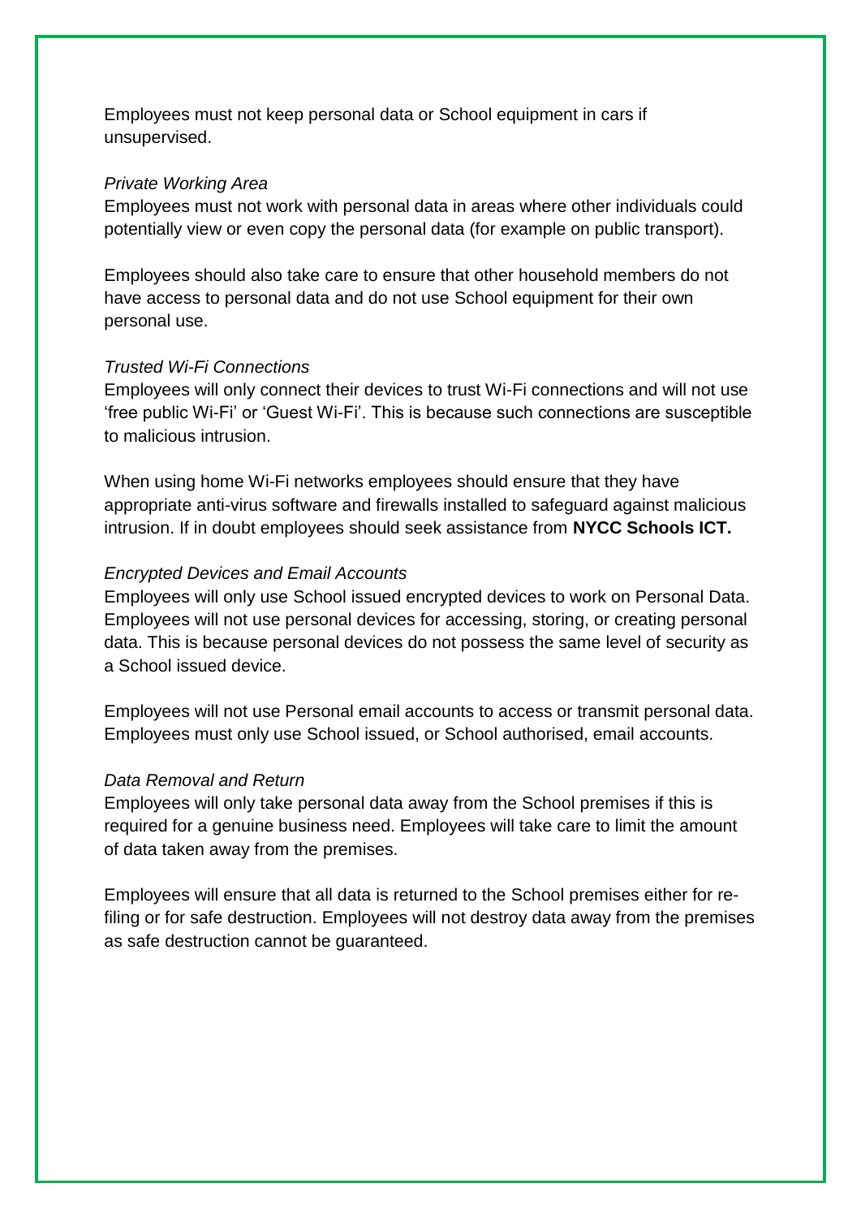Employees must not keep personal data or School equipment in cars if unsupervised.

*Private Working Area*
Employees must not work with personal data in areas where other individuals could potentially view or even copy the personal data (for example on public transport).

Employees should also take care to ensure that other household members do not have access to personal data and do not use School equipment for their own personal use.

*Trusted Wi-Fi Connections*
Employees will only connect their devices to trust Wi-Fi connections and will not use 'free public Wi-Fi' or 'Guest Wi-Fi'. This is because such connections are susceptible to malicious intrusion.

When using home Wi-Fi networks employees should ensure that they have appropriate anti-virus software and firewalls installed to safeguard against malicious intrusion. If in doubt employees should seek assistance from **NYCC Schools ICT.**

*Encrypted Devices and Email Accounts*
Employees will only use School issued encrypted devices to work on Personal Data. Employees will not use personal devices for accessing, storing, or creating personal data. This is because personal devices do not possess the same level of security as a School issued device.

Employees will not use Personal email accounts to access or transmit personal data. Employees must only use School issued, or School authorised, email accounts.

*Data Removal and Return*
Employees will only take personal data away from the School premises if this is required for a genuine business need. Employees will take care to limit the amount of data taken away from the premises.

Employees will ensure that all data is returned to the School premises either for re-filing or for safe destruction. Employees will not destroy data away from the premises as safe destruction cannot be guaranteed.